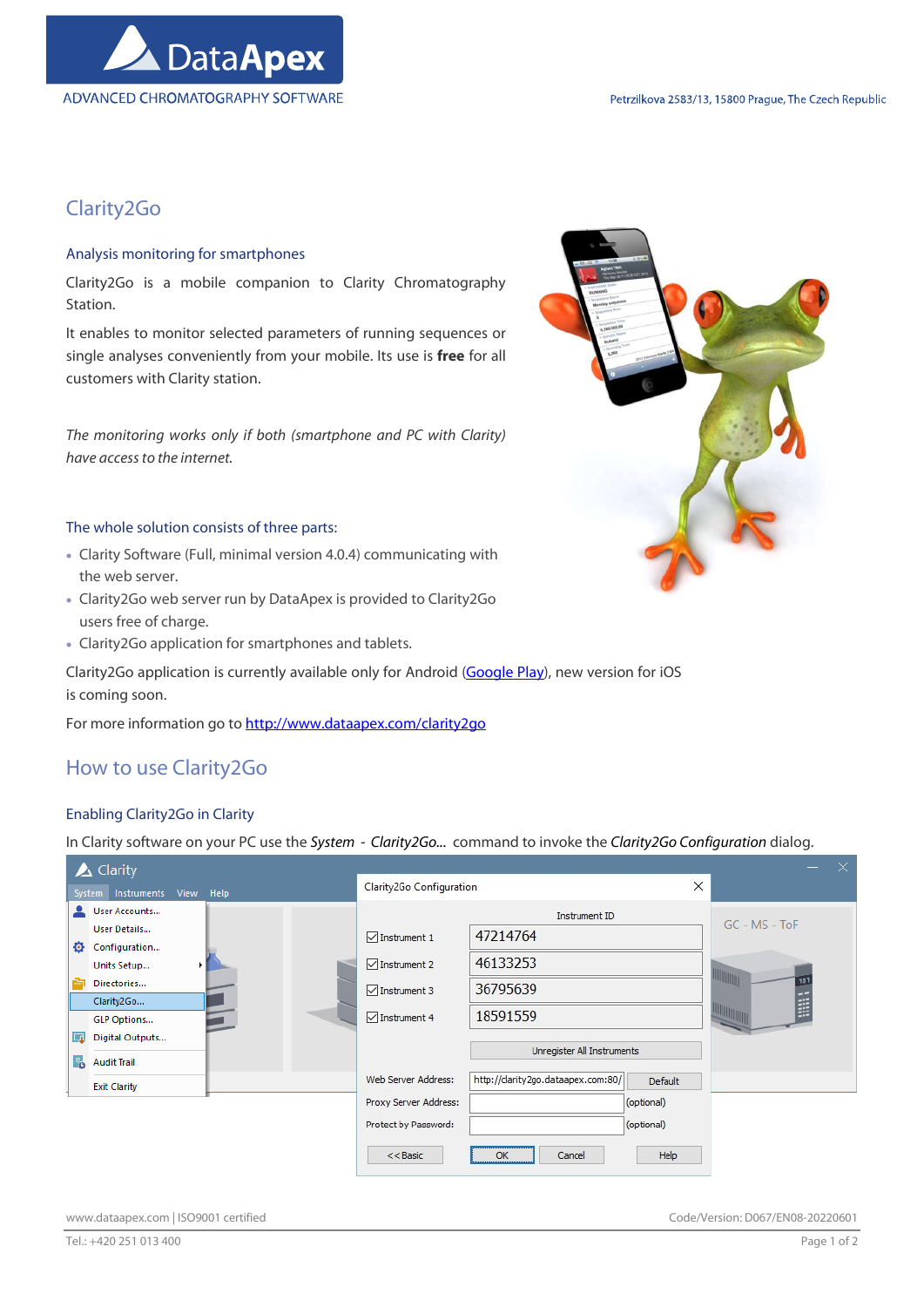# Clarity2Go

## Analysis monitoring for smartphones

Clarity2Go is a mobile companion to Clarity Chromatography Station.

It enables to monitor selected parameters of running sequences or single analyses conveniently from your mobile. Its use is **free** for all customers with Clarity station.

*The monitoring works only if both (smartphone and PC with Clarity) have access to the internet.*

## The whole solution consists of three parts:

- Clarity Software (Full, minimal version 4.0.4) communicating with the web server.
- Clarity2Go web server run by DataApex is provided to Clarity2Go users free of charge.
- Clarity2Go application for smartphones and tablets.

Clarity2Go application is currently available only for Android (Google Play), new version for iOS is coming soon.

For more information go to http://www.dataapex.com/clarity2go

# How to use Clarity2Go

## Enabling Clarity2Go in Clarity

In Clarity software on your PC use the *System - Clarity2Go...* command to invoke the *Clarity2Go Configuration* dialog.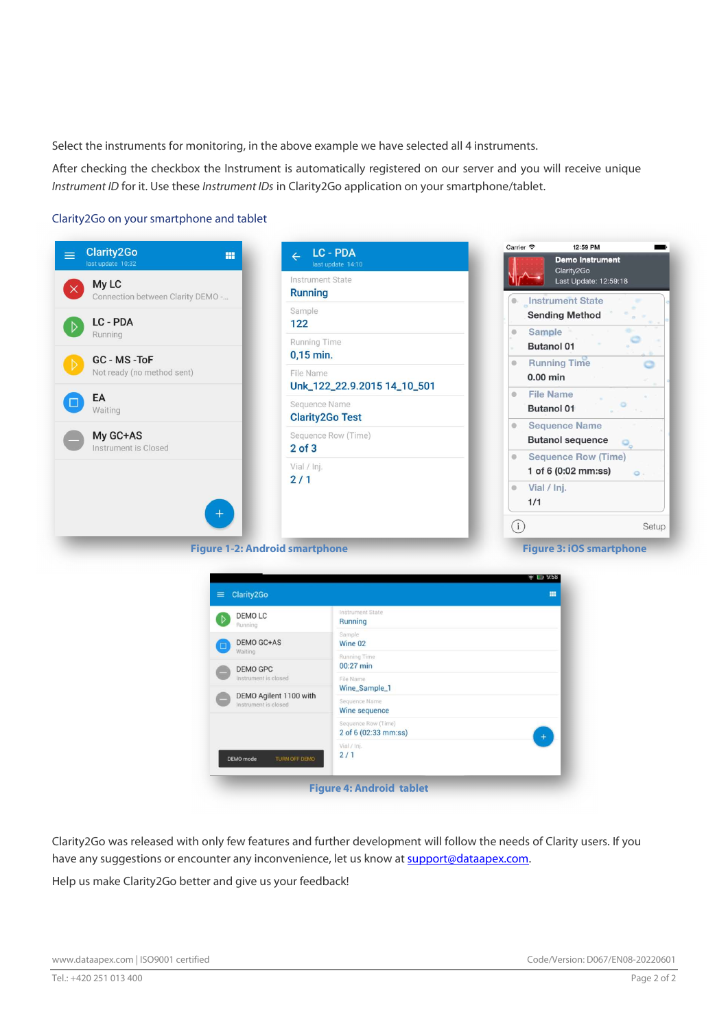Select the instruments for monitoring, in the above example we have selected all 4 instruments.

After checking the checkbox the Instrument is automatically registered on our server and you will receive unique *Instrument ID* for it. Use these *Instrument IDs* in Clarity2Go application on your smartphone/tablet.

## Clarity2Go on your smartphone and tablet

**Figure 1-2: Android smartphone**

**Figure 3: iOS smartphone**

**Figure 4: Android tablet**

Clarity2Go was released with only few features and further development will follow the needs of Clarity users. If you have any suggestions or encounter any inconvenience, let us know at support@dataapex.com.

Help us make Clarity2Go better and give us your feedback!